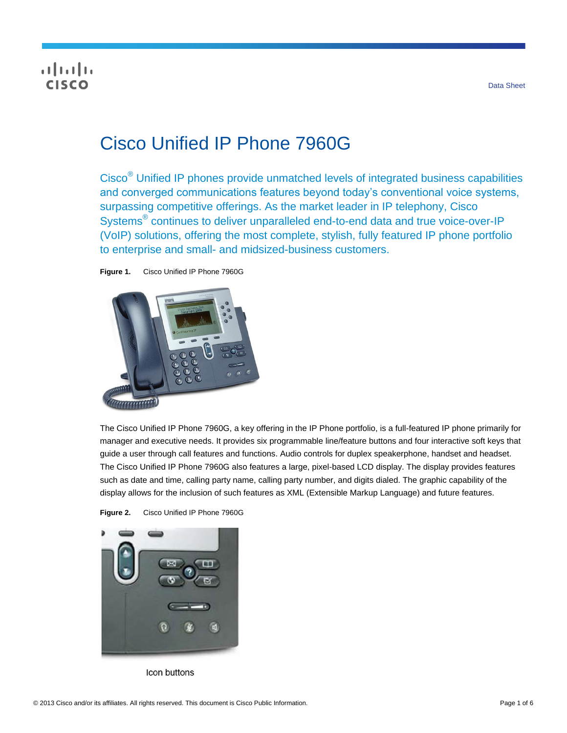Data Sheet

# Cisco Unified IP Phone 7960G

Cisco® Unified IP phones provide unmatched levels of integrated business capabilities and converged communications features beyond today's conventional voice systems, surpassing competitive offerings. As the market leader in IP telephony, Cisco Systems® continues to deliver unparalleled end-to-end data and true voice-over-IP (VoIP) solutions, offering the most complete, stylish, fully featured IP phone portfolio to enterprise and small- and midsized-business customers.

**Figure 1.** Cisco Unified IP Phone 7960G

The Cisco Unified IP Phone 7960G, a key offering in the IP Phone portfolio, is a full-featured IP phone primarily for manager and executive needs. It provides six programmable line/feature buttons and four interactive soft keys that guide a user through call features and functions. Audio controls for duplex speakerphone, handset and headset. The Cisco Unified IP Phone 7960G also features a large, pixel-based LCD display. The display provides features such as date and time, calling party name, calling party number, and digits dialed. The graphic capability of the display allows for the inclusion of such features as XML (Extensible Markup Language) and future features.

**Figure 2.** Cisco Unified IP Phone 7960G

Icon buttons

© 2013 Cisco and/or its affiliates. All rights reserved. This document is Cisco Public Information.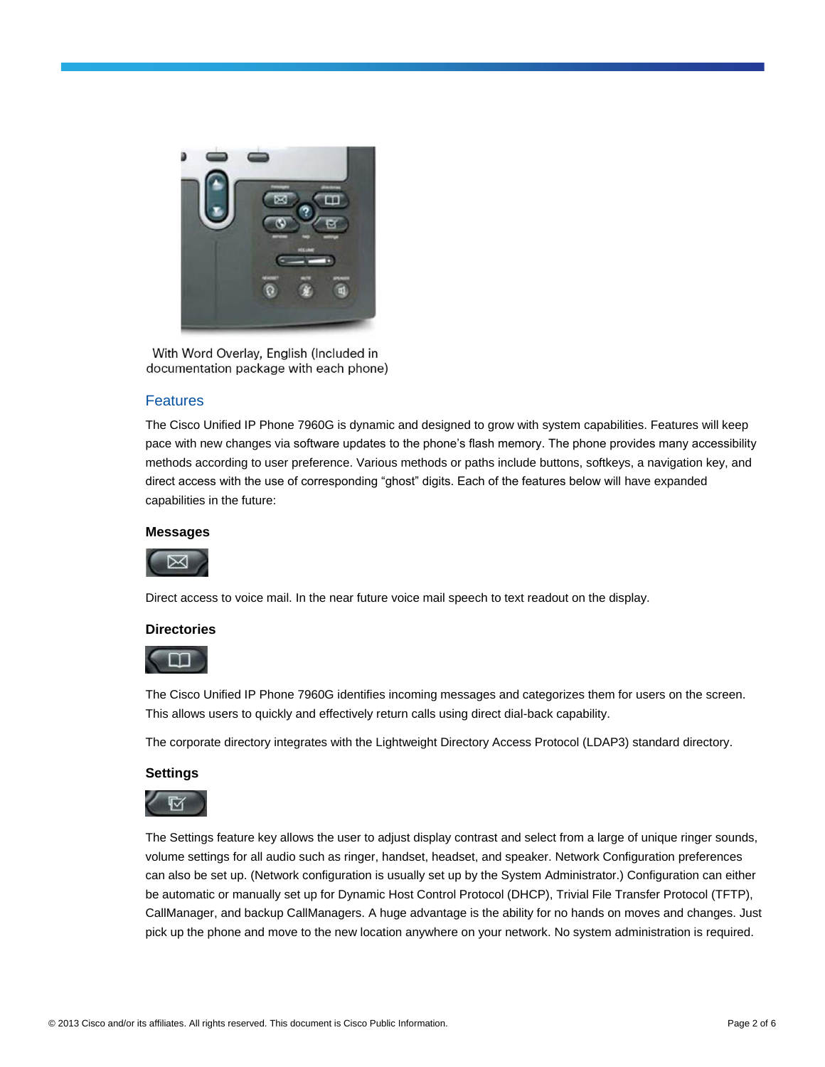With Word Overlay, English (Included in documentation package with each phone)

## Features

The Cisco Unified IP Phone 7960G is dynamic and designed to grow with system capabilities. Features will keep pace with new changes via software updates to the phone's flash memory. The phone provides many accessibility methods according to user preference. Various methods or paths include buttons, softkeys, a navigation key, and direct access with the use of corresponding "ghost" digits. Each of the features below will have expanded capabilities in the future:

### Messages

Direct access to voice mail. In the near future voice mail speech to text readout on the display.

### Directories

The Cisco Unified IP Phone 7960G identifies incoming messages and categorizes them for users on the screen. This allows users to quickly and effectively return calls using direct dial-back capability.

The corporate directory integrates with the Lightweight Directory Access Protocol (LDAP3) standard directory.

### Settings

The Settings feature key allows the user to adjust display contrast and select from a large of unique ringer sounds, volume settings for all audio such as ringer, handset, headset, and speaker. Network Configuration preferences can also be set up. (Network configuration is usually set up by the System Administrator.) Configuration can either be automatic or manually set up for Dynamic Host Control Protocol (DHCP), Trivial File Transfer Protocol (TFTP), CallManager, and backup CallManagers. A huge advantage is the ability for no hands on moves and changes. Just pick up the phone and move to the new location anywhere on your network. No system administration is required.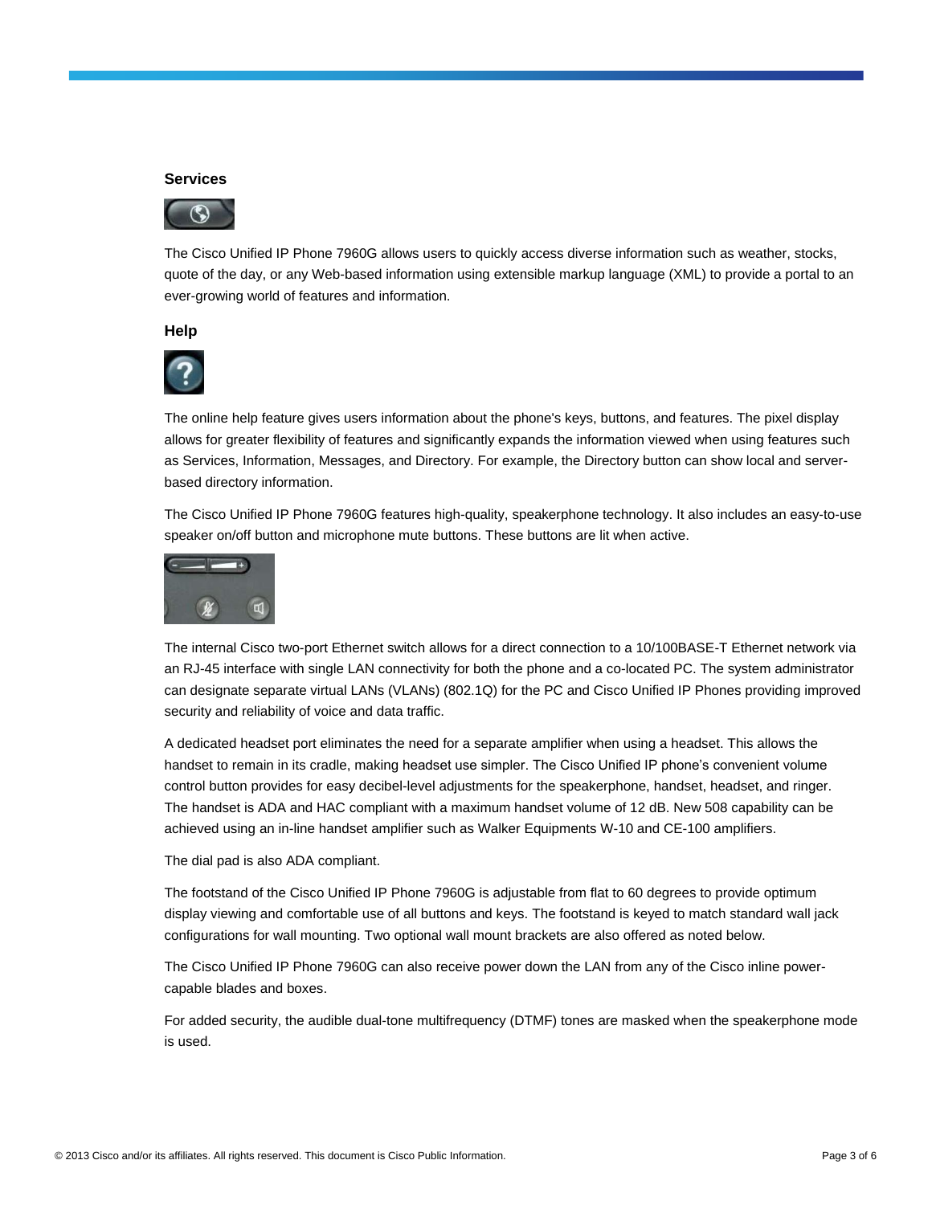### Services

The Cisco Unified IP Phone 7960G allows users to quickly access diverse information such as weather, stocks, quote of the day, or any Web-based information using extensible markup language (XML) to provide a portal to an ever-growing world of features and information.

### Help

The online help feature gives users information about the phone's keys, buttons, and features. The pixel display allows for greater flexibility of features and significantly expands the information viewed when using features such as Services, Information, Messages, and Directory. For example, the Directory button can show local and server-based directory information.

The Cisco Unified IP Phone 7960G features high-quality, speakerphone technology. It also includes an easy-to-use speaker on/off button and microphone mute buttons. These buttons are lit when active.

The internal Cisco two-port Ethernet switch allows for a direct connection to a 10/100BASE-T Ethernet network via an RJ-45 interface with single LAN connectivity for both the phone and a co-located PC. The system administrator can designate separate virtual LANs (VLANs) (802.1Q) for the PC and Cisco Unified IP Phones providing improved security and reliability of voice and data traffic.

A dedicated headset port eliminates the need for a separate amplifier when using a headset. This allows the handset to remain in its cradle, making headset use simpler. The Cisco Unified IP phone's convenient volume control button provides for easy decibel-level adjustments for the speakerphone, handset, headset, and ringer. The handset is ADA and HAC compliant with a maximum handset volume of 12 dB. New 508 capability can be achieved using an in-line handset amplifier such as Walker Equipments W-10 and CE-100 amplifiers.

The dial pad is also ADA compliant.

The footstand of the Cisco Unified IP Phone 7960G is adjustable from flat to 60 degrees to provide optimum display viewing and comfortable use of all buttons and keys. The footstand is keyed to match standard wall jack configurations for wall mounting. Two optional wall mount brackets are also offered as noted below.

The Cisco Unified IP Phone 7960G can also receive power down the LAN from any of the Cisco inline power-capable blades and boxes.

For added security, the audible dual-tone multifrequency (DTMF) tones are masked when the speakerphone mode is used.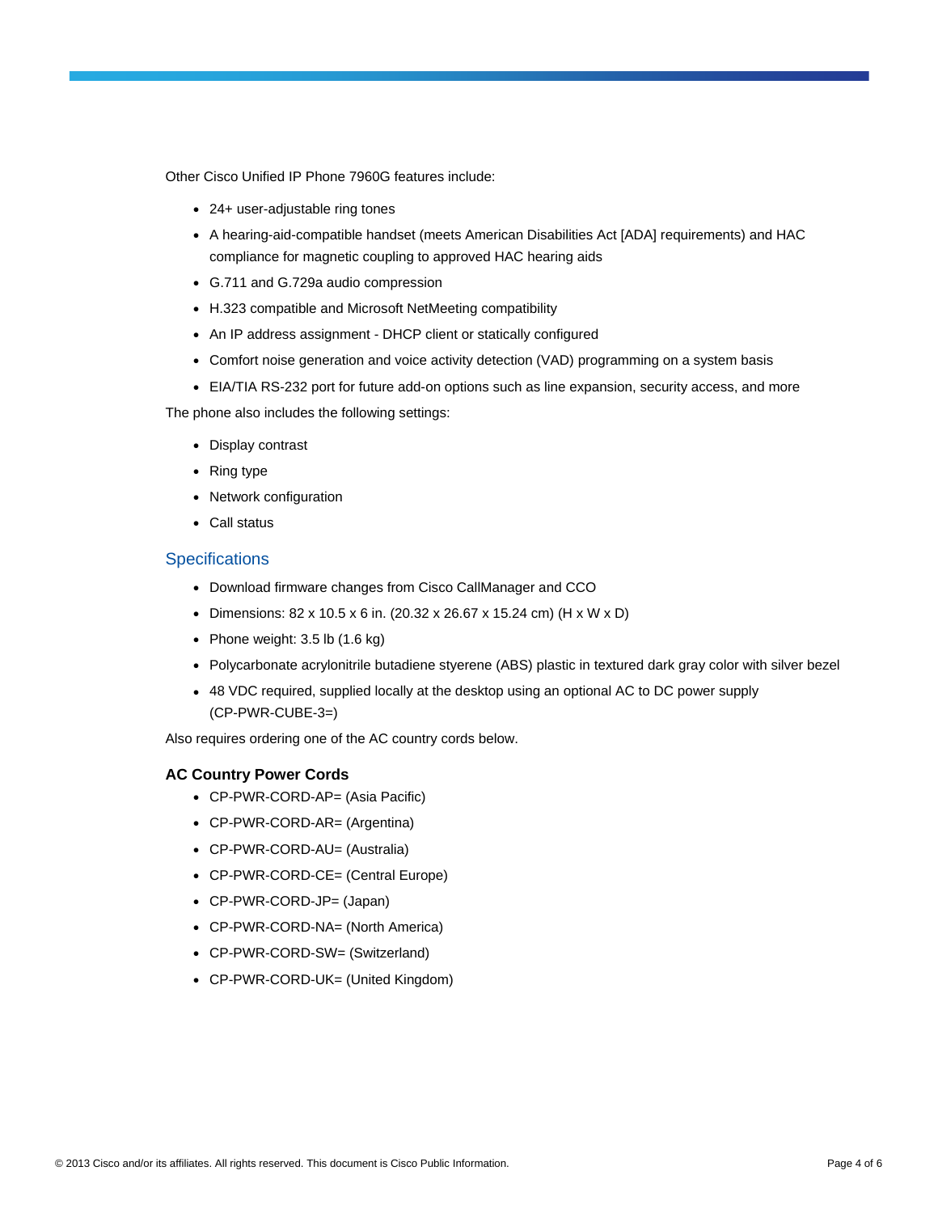Other Cisco Unified IP Phone 7960G features include:

- 24+ user-adjustable ring tones
- A hearing-aid-compatible handset (meets American Disabilities Act [ADA] requirements) and HAC compliance for magnetic coupling to approved HAC hearing aids
- G.711 and G.729a audio compression
- H.323 compatible and Microsoft NetMeeting compatibility
- An IP address assignment - DHCP client or statically configured
- Comfort noise generation and voice activity detection (VAD) programming on a system basis
- EIA/TIA RS-232 port for future add-on options such as line expansion, security access, and more

The phone also includes the following settings:

- Display contrast
- Ring type
- Network configuration
- Call status

## Specifications

- Download firmware changes from Cisco CallManager and CCO
- Dimensions: 82 x 10.5 x 6 in. (20.32 x 26.67 x 15.24 cm) (H x W x D)
- Phone weight: 3.5 lb (1.6 kg)
- Polycarbonate acrylonitrile butadiene styerene (ABS) plastic in textured dark gray color with silver bezel
- 48 VDC required, supplied locally at the desktop using an optional AC to DC power supply (CP-PWR-CUBE-3=)

Also requires ordering one of the AC country cords below.

### AC Country Power Cords

- CP-PWR-CORD-AP= (Asia Pacific)
- CP-PWR-CORD-AR= (Argentina)
- CP-PWR-CORD-AU= (Australia)
- CP-PWR-CORD-CE= (Central Europe)
- CP-PWR-CORD-JP= (Japan)
- CP-PWR-CORD-NA= (North America)
- CP-PWR-CORD-SW= (Switzerland)
- CP-PWR-CORD-UK= (United Kingdom)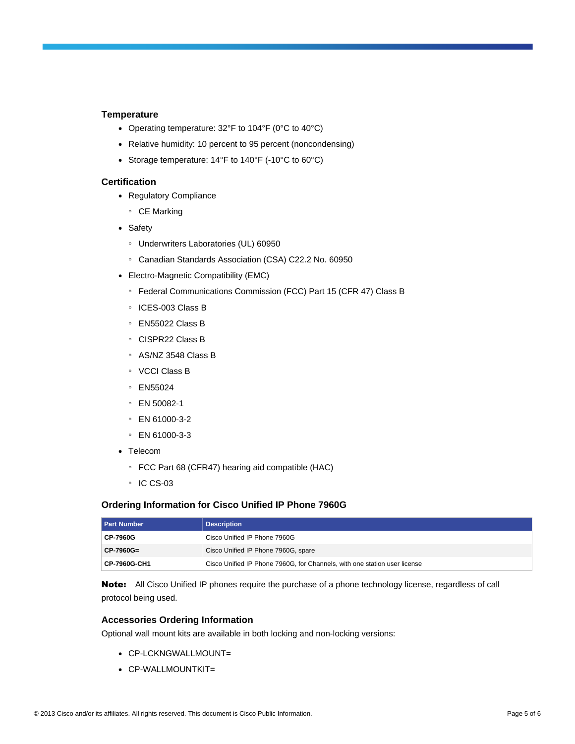### Temperature

- Operating temperature: 32°F to 104°F (0°C to 40°C)
- Relative humidity: 10 percent to 95 percent (noncondensing)
- Storage temperature: 14°F to 140°F (-10°C to 60°C)

### Certification

- Regulatory Compliance
  - CE Marking
- Safety
  - Underwriters Laboratories (UL) 60950
  - Canadian Standards Association (CSA) C22.2 No. 60950
- Electro-Magnetic Compatibility (EMC)
  - Federal Communications Commission (FCC) Part 15 (CFR 47) Class B
  - ICES-003 Class B
  - EN55022 Class B
  - CISPR22 Class B
  - AS/NZ 3548 Class B
  - VCCI Class B
  - EN55024
  - EN 50082-1
  - EN 61000-3-2
  - EN 61000-3-3
- Telecom
  - FCC Part 68 (CFR47) hearing aid compatible (HAC)
  - IC CS-03

### Ordering Information for Cisco Unified IP Phone 7960G

| Part Number | Description |
|---|---|
| **CP-7960G** | Cisco Unified IP Phone 7960G |
| **CP-7960G=** | Cisco Unified IP Phone 7960G, spare |
| **CP-7960G-CH1** | Cisco Unified IP Phone 7960G, for Channels, with one station user license |

**Note:** All Cisco Unified IP phones require the purchase of a phone technology license, regardless of call protocol being used.

### Accessories Ordering Information

Optional wall mount kits are available in both locking and non-locking versions:

- CP-LCKNGWALLMOUNT=
- CP-WALLMOUNTKIT=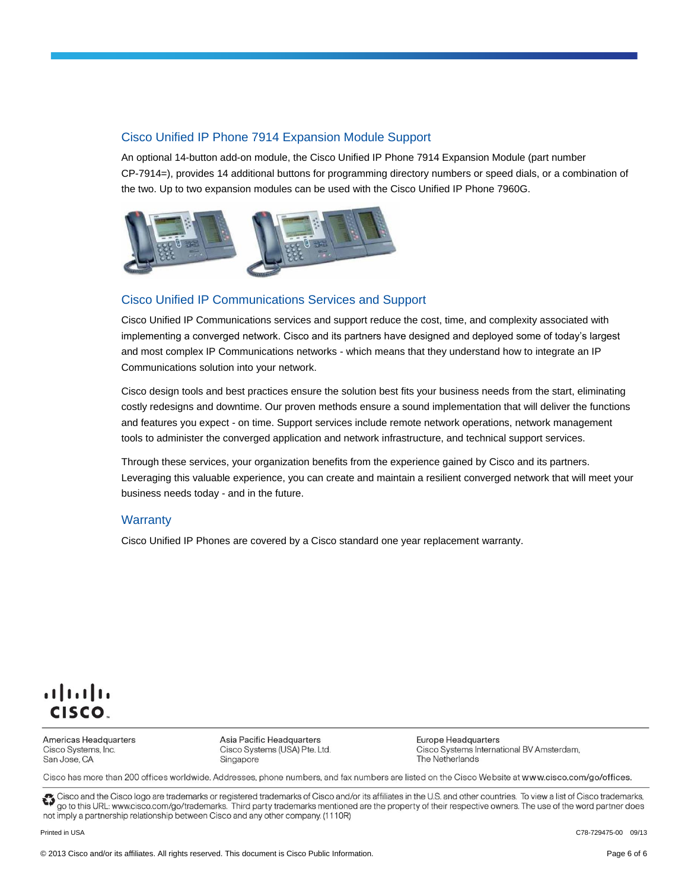## Cisco Unified IP Phone 7914 Expansion Module Support

An optional 14-button add-on module, the Cisco Unified IP Phone 7914 Expansion Module (part number CP-7914=), provides 14 additional buttons for programming directory numbers or speed dials, or a combination of the two. Up to two expansion modules can be used with the Cisco Unified IP Phone 7960G.

## Cisco Unified IP Communications Services and Support

Cisco Unified IP Communications services and support reduce the cost, time, and complexity associated with implementing a converged network. Cisco and its partners have designed and deployed some of today's largest and most complex IP Communications networks - which means that they understand how to integrate an IP Communications solution into your network.

Cisco design tools and best practices ensure the solution best fits your business needs from the start, eliminating costly redesigns and downtime. Our proven methods ensure a sound implementation that will deliver the functions and features you expect - on time. Support services include remote network operations, network management tools to administer the converged application and network infrastructure, and technical support services.

Through these services, your organization benefits from the experience gained by Cisco and its partners. Leveraging this valuable experience, you can create and maintain a resilient converged network that will meet your business needs today - and in the future.

## Warranty

Cisco Unified IP Phones are covered by a Cisco standard one year replacement warranty.

Americas Headquarters
Cisco Systems, Inc.
San Jose, CA

Asia Pacific Headquarters
Cisco Systems (USA) Pte. Ltd.
Singapore

Europe Headquarters
Cisco Systems International BV Amsterdam,
The Netherlands

Cisco has more than 200 offices worldwide. Addresses, phone numbers, and fax numbers are listed on the Cisco Website at www.cisco.com/go/offices.

Cisco and the Cisco logo are trademarks or registered trademarks of Cisco and/or its affiliates in the U.S. and other countries. To view a list of Cisco trademarks, go to this URL: www.cisco.com/go/trademarks. Third party trademarks mentioned are the property of their respective owners. The use of the word partner does not imply a partnership relationship between Cisco and any other company. (1110R)

Printed in USA

C78-729475-00 09/13

© 2013 Cisco and/or its affiliates. All rights reserved. This document is Cisco Public Information.